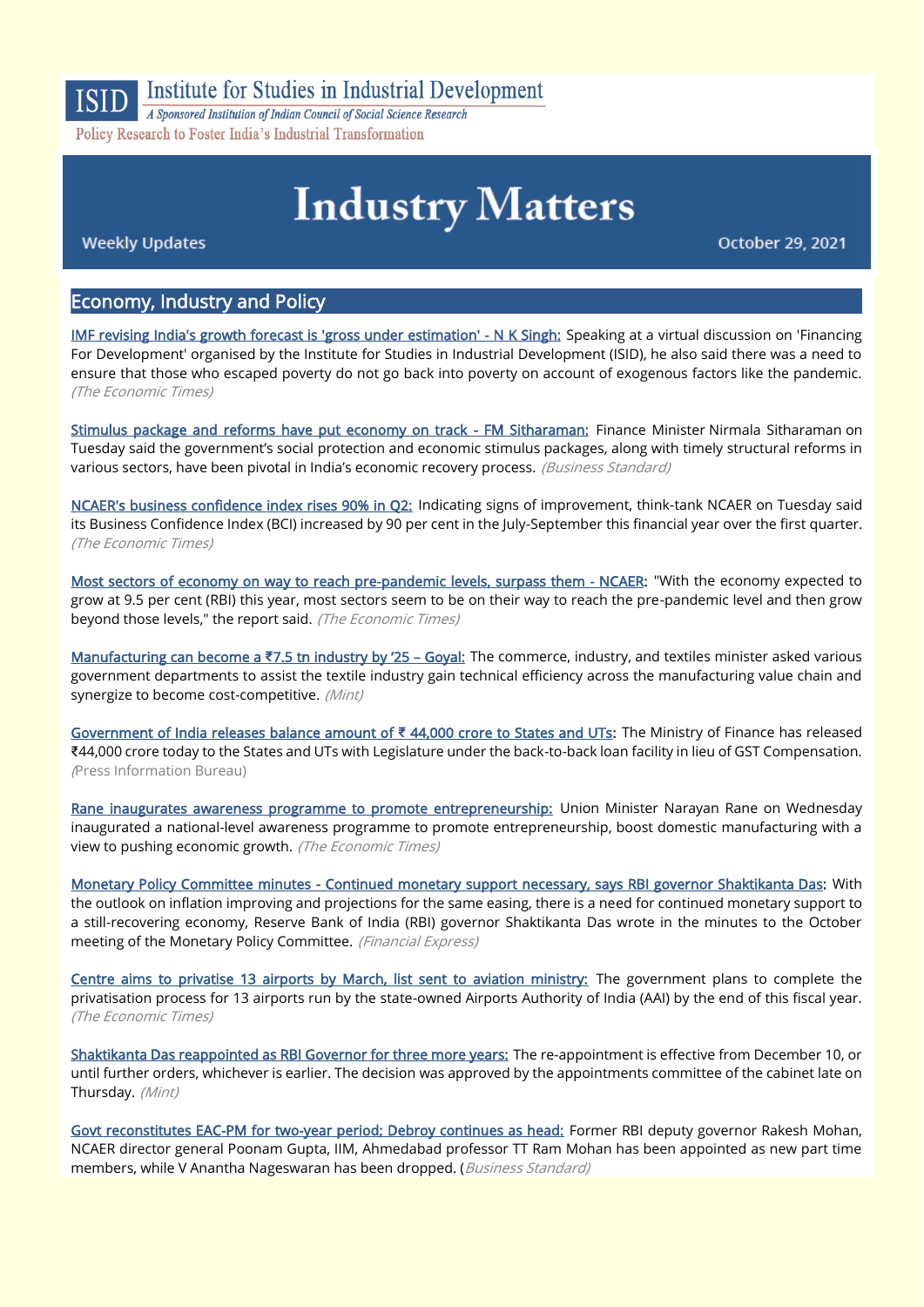ISID Institute for Studies in Industrial Development

*A Sponsored Institution of Indian Council of Social Science Research*

Policy Research to Foster India's Industrial Transformation

# Industry Matters

Weekly Updates

October 29, 2021

## Economy, Industry and Policy

IMF revising India's growth forecast is 'gross under estimation' - N K Singh: Speaking at a virtual discussion on 'Financing For Development' organised by the Institute for Studies in Industrial Development (ISID), he also said there was a need to ensure that those who escaped poverty do not go back into poverty on account of exogenous factors like the pandemic. *(The Economic Times)*

Stimulus package and reforms have put economy on track - FM Sitharaman: Finance Minister Nirmala Sitharaman on Tuesday said the government's social protection and economic stimulus packages, along with timely structural reforms in various sectors, have been pivotal in India's economic recovery process. *(Business Standard)*

NCAER's business confidence index rises 90% in Q2: Indicating signs of improvement, think-tank NCAER on Tuesday said its Business Confidence Index (BCI) increased by 90 per cent in the July-September this financial year over the first quarter. *(The Economic Times)*

Most sectors of economy on way to reach pre-pandemic levels, surpass them - NCAER: "With the economy expected to grow at 9.5 per cent (RBI) this year, most sectors seem to be on their way to reach the pre-pandemic level and then grow beyond those levels," the report said. *(The Economic Times)*

Manufacturing can become a ₹7.5 tn industry by '25 – Goyal: The commerce, industry, and textiles minister asked various government departments to assist the textile industry gain technical efficiency across the manufacturing value chain and synergize to become cost-competitive. *(Mint)*

Government of India releases balance amount of ₹ 44,000 crore to States and UTs: The Ministry of Finance has released ₹44,000 crore today to the States and UTs with Legislature under the back-to-back loan facility in lieu of GST Compensation. *(Press Information Bureau)*

Rane inaugurates awareness programme to promote entrepreneurship: Union Minister Narayan Rane on Wednesday inaugurated a national-level awareness programme to promote entrepreneurship, boost domestic manufacturing with a view to pushing economic growth. *(The Economic Times)*

Monetary Policy Committee minutes - Continued monetary support necessary, says RBI governor Shaktikanta Das: With the outlook on inflation improving and projections for the same easing, there is a need for continued monetary support to a still-recovering economy, Reserve Bank of India (RBI) governor Shaktikanta Das wrote in the minutes to the October meeting of the Monetary Policy Committee. *(Financial Express)*

Centre aims to privatise 13 airports by March, list sent to aviation ministry: The government plans to complete the privatisation process for 13 airports run by the state-owned Airports Authority of India (AAI) by the end of this fiscal year. *(The Economic Times)*

Shaktikanta Das reappointed as RBI Governor for three more years: The re-appointment is effective from December 10, or until further orders, whichever is earlier. The decision was approved by the appointments committee of the cabinet late on Thursday. *(Mint)*

Govt reconstitutes EAC-PM for two-year period; Debroy continues as head: Former RBI deputy governor Rakesh Mohan, NCAER director general Poonam Gupta, IIM, Ahmedabad professor TT Ram Mohan has been appointed as new part time members, while V Anantha Nageswaran has been dropped. *(Business Standard)*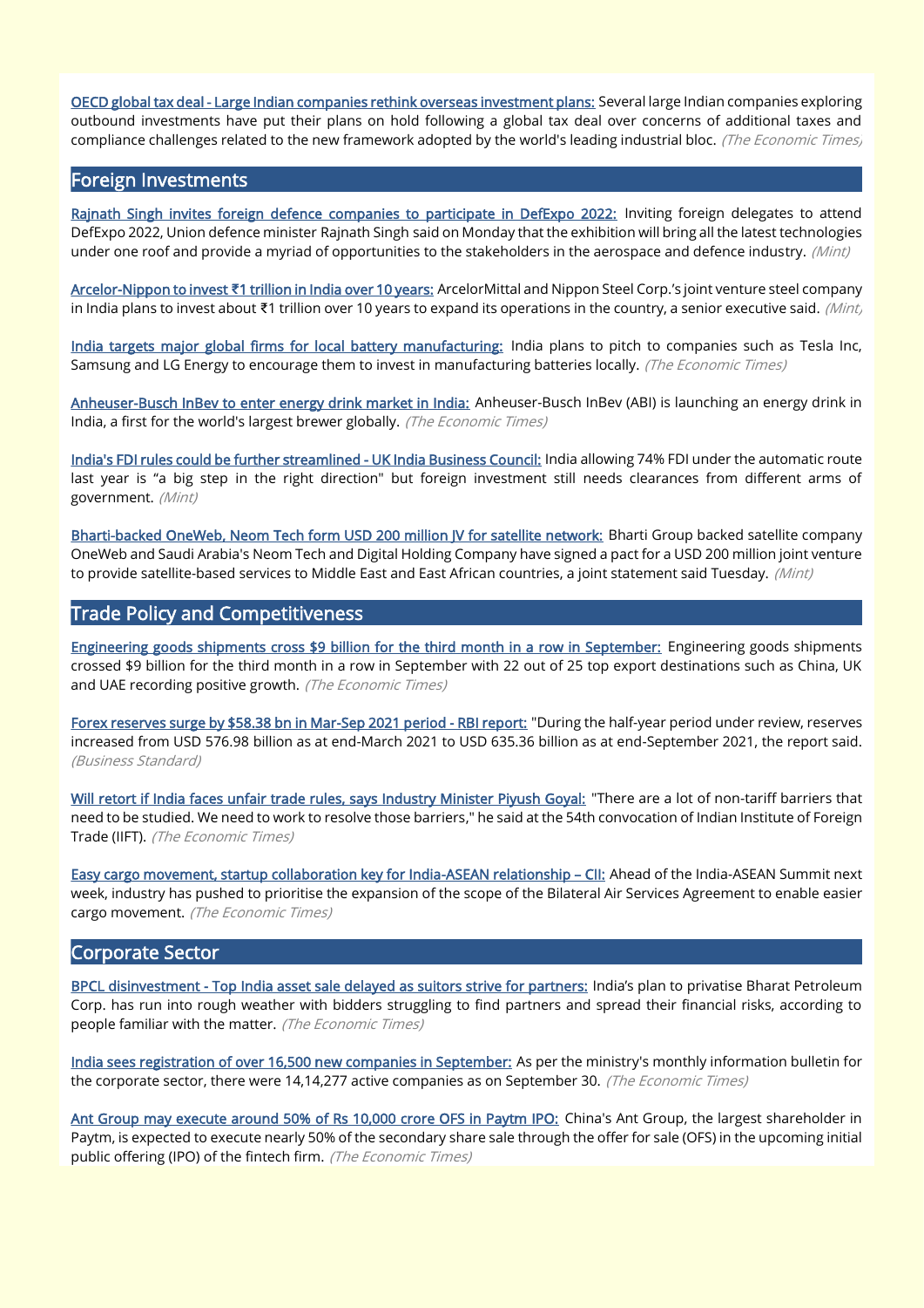**OECD global tax deal - Large Indian companies rethink overseas investment plans:** Several large Indian companies exploring outbound investments have put their plans on hold following a global tax deal over concerns of additional taxes and compliance challenges related to the new framework adopted by the world's leading industrial bloc. *(The Economic Times)*

## Foreign Investments

**Rajnath Singh invites foreign defence companies to participate in DefExpo 2022:** Inviting foreign delegates to attend DefExpo 2022, Union defence minister Rajnath Singh said on Monday that the exhibition will bring all the latest technologies under one roof and provide a myriad of opportunities to the stakeholders in the aerospace and defence industry. *(Mint)*

**Arcelor-Nippon to invest ₹1 trillion in India over 10 years:** ArcelorMittal and Nippon Steel Corp.'s joint venture steel company in India plans to invest about ₹1 trillion over 10 years to expand its operations in the country, a senior executive said. *(Mint)*

**India targets major global firms for local battery manufacturing:** India plans to pitch to companies such as Tesla Inc, Samsung and LG Energy to encourage them to invest in manufacturing batteries locally. *(The Economic Times)*

**Anheuser-Busch InBev to enter energy drink market in India:** Anheuser-Busch InBev (ABI) is launching an energy drink in India, a first for the world's largest brewer globally. *(The Economic Times)*

**India's FDI rules could be further streamlined - UK India Business Council:** India allowing 74% FDI under the automatic route last year is "a big step in the right direction" but foreign investment still needs clearances from different arms of government. *(Mint)*

**Bharti-backed OneWeb, Neom Tech form USD 200 million JV for satellite network:** Bharti Group backed satellite company OneWeb and Saudi Arabia's Neom Tech and Digital Holding Company have signed a pact for a USD 200 million joint venture to provide satellite-based services to Middle East and East African countries, a joint statement said Tuesday. *(Mint)*

## Trade Policy and Competitiveness

**Engineering goods shipments cross $9 billion for the third month in a row in September:** Engineering goods shipments crossed $9 billion for the third month in a row in September with 22 out of 25 top export destinations such as China, UK and UAE recording positive growth. *(The Economic Times)*

**Forex reserves surge by $58.38 bn in Mar-Sep 2021 period - RBI report:** "During the half-year period under review, reserves increased from USD 576.98 billion as at end-March 2021 to USD 635.36 billion as at end-September 2021, the report said. *(Business Standard)*

**Will retort if India faces unfair trade rules, says Industry Minister Piyush Goyal:** "There are a lot of non-tariff barriers that need to be studied. We need to work to resolve those barriers," he said at the 54th convocation of Indian Institute of Foreign Trade (IIFT). *(The Economic Times)*

**Easy cargo movement, startup collaboration key for India-ASEAN relationship – CII:** Ahead of the India-ASEAN Summit next week, industry has pushed to prioritise the expansion of the scope of the Bilateral Air Services Agreement to enable easier cargo movement. *(The Economic Times)*

## Corporate Sector

**BPCL disinvestment - Top India asset sale delayed as suitors strive for partners:** India's plan to privatise Bharat Petroleum Corp. has run into rough weather with bidders struggling to find partners and spread their financial risks, according to people familiar with the matter. *(The Economic Times)*

**India sees registration of over 16,500 new companies in September:** As per the ministry's monthly information bulletin for the corporate sector, there were 14,14,277 active companies as on September 30. *(The Economic Times)*

**Ant Group may execute around 50% of Rs 10,000 crore OFS in Paytm IPO:** China's Ant Group, the largest shareholder in Paytm, is expected to execute nearly 50% of the secondary share sale through the offer for sale (OFS) in the upcoming initial public offering (IPO) of the fintech firm. *(The Economic Times)*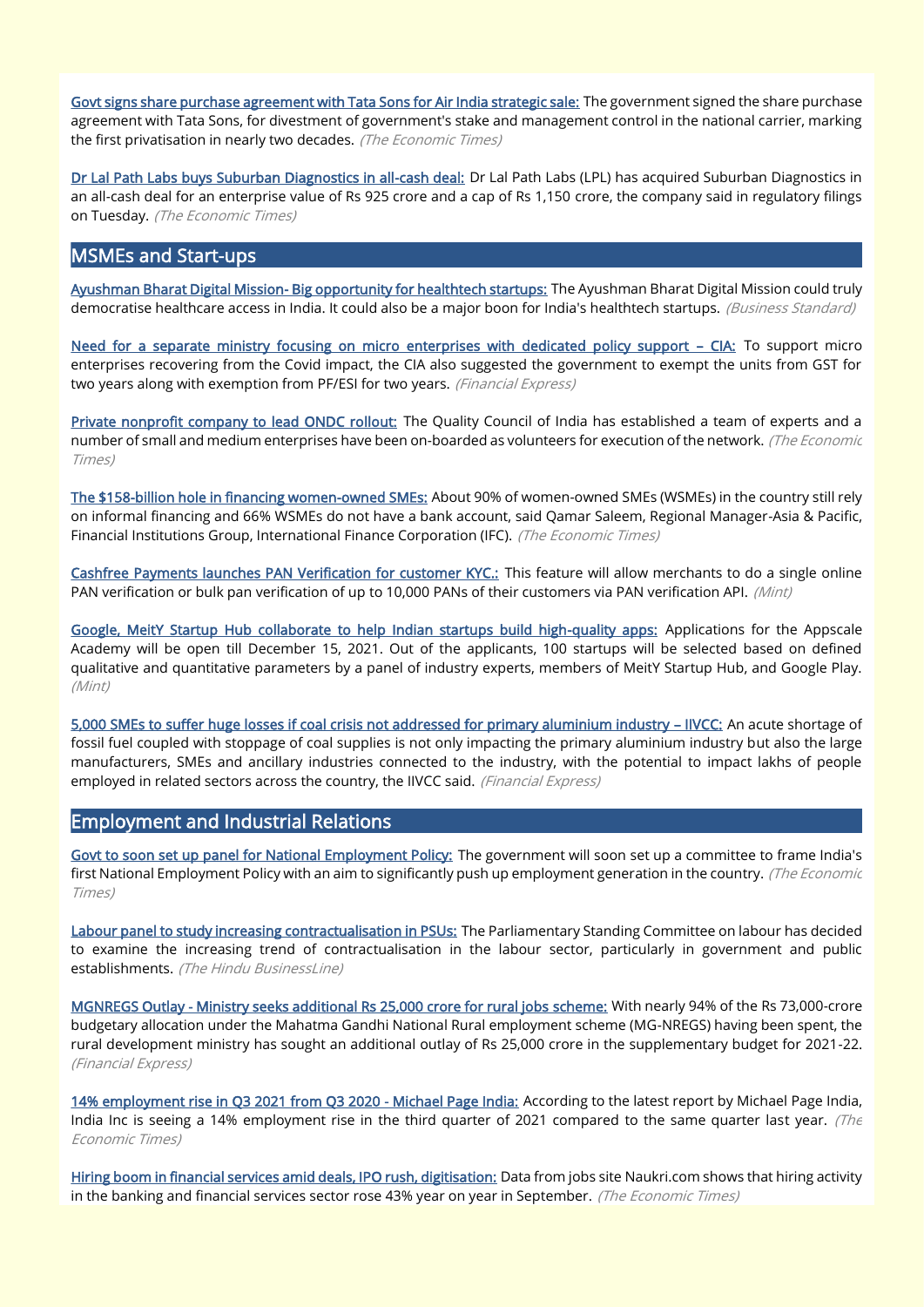**Govt signs share purchase agreement with Tata Sons for Air India strategic sale:** The government signed the share purchase agreement with Tata Sons, for divestment of government's stake and management control in the national carrier, marking the first privatisation in nearly two decades. *(The Economic Times)*

**Dr Lal Path Labs buys Suburban Diagnostics in all-cash deal:** Dr Lal Path Labs (LPL) has acquired Suburban Diagnostics in an all-cash deal for an enterprise value of Rs 925 crore and a cap of Rs 1,150 crore, the company said in regulatory filings on Tuesday. *(The Economic Times)*

## MSMEs and Start-ups

**Ayushman Bharat Digital Mission- Big opportunity for healthtech startups:** The Ayushman Bharat Digital Mission could truly democratise healthcare access in India. It could also be a major boon for India's healthtech startups. *(Business Standard)*

**Need for a separate ministry focusing on micro enterprises with dedicated policy support – CIA:** To support micro enterprises recovering from the Covid impact, the CIA also suggested the government to exempt the units from GST for two years along with exemption from PF/ESI for two years. *(Financial Express)*

**Private nonprofit company to lead ONDC rollout:** The Quality Council of India has established a team of experts and a number of small and medium enterprises have been on-boarded as volunteers for execution of the network. *(The Economic Times)*

**The $158-billion hole in financing women-owned SMEs:** About 90% of women-owned SMEs (WSMEs) in the country still rely on informal financing and 66% WSMEs do not have a bank account, said Qamar Saleem, Regional Manager-Asia & Pacific, Financial Institutions Group, International Finance Corporation (IFC). *(The Economic Times)*

**Cashfree Payments launches PAN Verification for customer KYC.:** This feature will allow merchants to do a single online PAN verification or bulk pan verification of up to 10,000 PANs of their customers via PAN verification API. *(Mint)*

**Google, MeitY Startup Hub collaborate to help Indian startups build high-quality apps:** Applications for the Appscale Academy will be open till December 15, 2021. Out of the applicants, 100 startups will be selected based on defined qualitative and quantitative parameters by a panel of industry experts, members of MeitY Startup Hub, and Google Play. *(Mint)*

**5,000 SMEs to suffer huge losses if coal crisis not addressed for primary aluminium industry – IIVCC:** An acute shortage of fossil fuel coupled with stoppage of coal supplies is not only impacting the primary aluminium industry but also the large manufacturers, SMEs and ancillary industries connected to the industry, with the potential to impact lakhs of people employed in related sectors across the country, the IIVCC said. *(Financial Express)*

## Employment and Industrial Relations

**Govt to soon set up panel for National Employment Policy:** The government will soon set up a committee to frame India's first National Employment Policy with an aim to significantly push up employment generation in the country. *(The Economic Times)*

**Labour panel to study increasing contractualisation in PSUs:** The Parliamentary Standing Committee on labour has decided to examine the increasing trend of contractualisation in the labour sector, particularly in government and public establishments. *(The Hindu BusinessLine)*

**MGNREGS Outlay - Ministry seeks additional Rs 25,000 crore for rural jobs scheme:** With nearly 94% of the Rs 73,000-crore budgetary allocation under the Mahatma Gandhi National Rural employment scheme (MG-NREGS) having been spent, the rural development ministry has sought an additional outlay of Rs 25,000 crore in the supplementary budget for 2021-22. *(Financial Express)*

**14% employment rise in Q3 2021 from Q3 2020 - Michael Page India:** According to the latest report by Michael Page India, India Inc is seeing a 14% employment rise in the third quarter of 2021 compared to the same quarter last year. *(The Economic Times)*

**Hiring boom in financial services amid deals, IPO rush, digitisation:** Data from jobs site Naukri.com shows that hiring activity in the banking and financial services sector rose 43% year on year in September. *(The Economic Times)*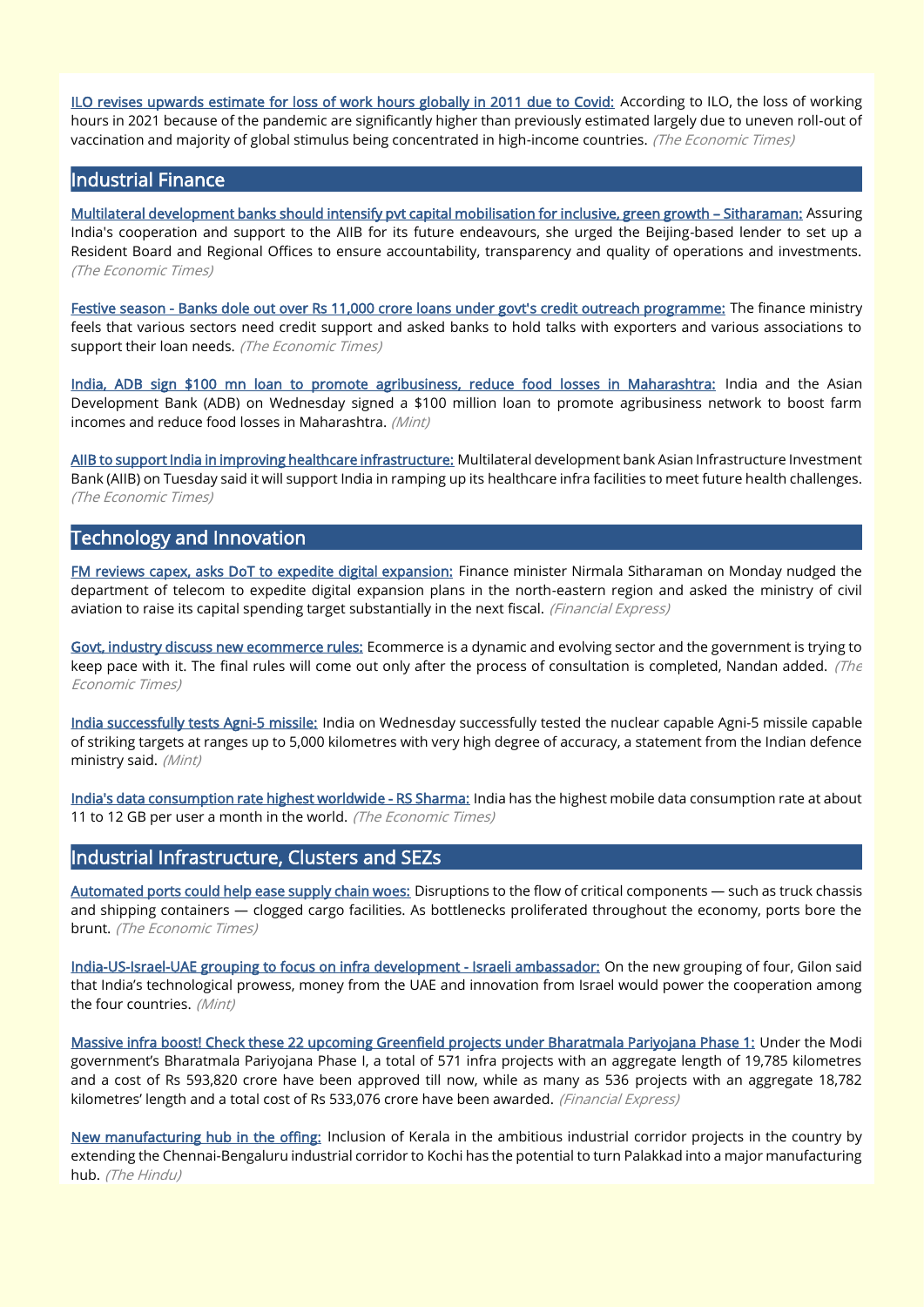**ILO revises upwards estimate for loss of work hours globally in 2011 due to Covid:** According to ILO, the loss of working hours in 2021 because of the pandemic are significantly higher than previously estimated largely due to uneven roll-out of vaccination and majority of global stimulus being concentrated in high-income countries. *(The Economic Times)*

## Industrial Finance

**Multilateral development banks should intensify pvt capital mobilisation for inclusive, green growth – Sitharaman:** Assuring India's cooperation and support to the AIIB for its future endeavours, she urged the Beijing-based lender to set up a Resident Board and Regional Offices to ensure accountability, transparency and quality of operations and investments. *(The Economic Times)*

**Festive season - Banks dole out over Rs 11,000 crore loans under govt's credit outreach programme:** The finance ministry feels that various sectors need credit support and asked banks to hold talks with exporters and various associations to support their loan needs. *(The Economic Times)*

**India, ADB sign $100 mn loan to promote agribusiness, reduce food losses in Maharashtra:** India and the Asian Development Bank (ADB) on Wednesday signed a $100 million loan to promote agribusiness network to boost farm incomes and reduce food losses in Maharashtra. *(Mint)*

**AIIB to support India in improving healthcare infrastructure:** Multilateral development bank Asian Infrastructure Investment Bank (AIIB) on Tuesday said it will support India in ramping up its healthcare infra facilities to meet future health challenges. *(The Economic Times)*

## Technology and Innovation

**FM reviews capex, asks DoT to expedite digital expansion:** Finance minister Nirmala Sitharaman on Monday nudged the department of telecom to expedite digital expansion plans in the north-eastern region and asked the ministry of civil aviation to raise its capital spending target substantially in the next fiscal. *(Financial Express)*

**Govt, industry discuss new ecommerce rules:** Ecommerce is a dynamic and evolving sector and the government is trying to keep pace with it. The final rules will come out only after the process of consultation is completed, Nandan added. *(The Economic Times)*

**India successfully tests Agni-5 missile:** India on Wednesday successfully tested the nuclear capable Agni-5 missile capable of striking targets at ranges up to 5,000 kilometres with very high degree of accuracy, a statement from the Indian defence ministry said. *(Mint)*

**India's data consumption rate highest worldwide - RS Sharma:** India has the highest mobile data consumption rate at about 11 to 12 GB per user a month in the world. *(The Economic Times)*

## Industrial Infrastructure, Clusters and SEZs

**Automated ports could help ease supply chain woes:** Disruptions to the flow of critical components — such as truck chassis and shipping containers — clogged cargo facilities. As bottlenecks proliferated throughout the economy, ports bore the brunt. *(The Economic Times)*

**India-US-Israel-UAE grouping to focus on infra development - Israeli ambassador:** On the new grouping of four, Gilon said that India's technological prowess, money from the UAE and innovation from Israel would power the cooperation among the four countries. *(Mint)*

**Massive infra boost! Check these 22 upcoming Greenfield projects under Bharatmala Pariyojana Phase 1:** Under the Modi government's Bharatmala Pariyojana Phase I, a total of 571 infra projects with an aggregate length of 19,785 kilometres and a cost of Rs 593,820 crore have been approved till now, while as many as 536 projects with an aggregate 18,782 kilometres' length and a total cost of Rs 533,076 crore have been awarded. *(Financial Express)*

**New manufacturing hub in the offing:** Inclusion of Kerala in the ambitious industrial corridor projects in the country by extending the Chennai-Bengaluru industrial corridor to Kochi has the potential to turn Palakkad into a major manufacturing hub. *(The Hindu)*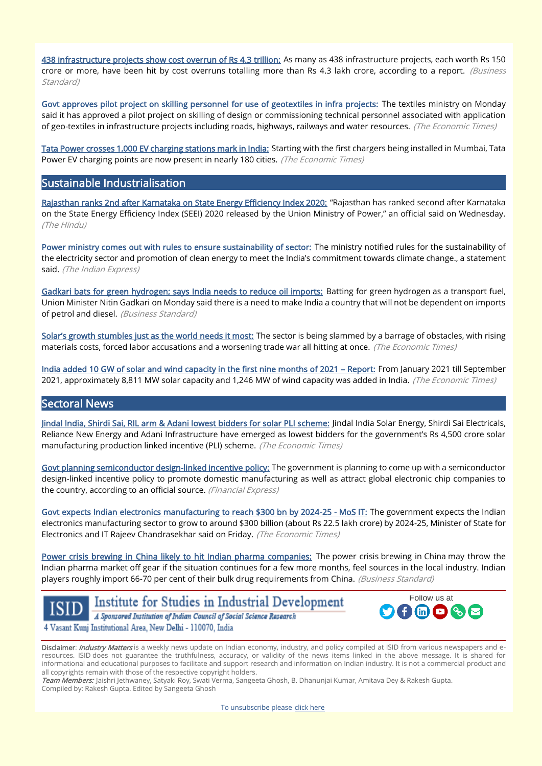**438 infrastructure projects show cost overrun of Rs 4.3 trillion:** As many as 438 infrastructure projects, each worth Rs 150 crore or more, have been hit by cost overruns totalling more than Rs 4.3 lakh crore, according to a report. *(Business Standard)*

**Govt approves pilot project on skilling personnel for use of geotextiles in infra projects:** The textiles ministry on Monday said it has approved a pilot project on skilling of design or commissioning technical personnel associated with application of geo-textiles in infrastructure projects including roads, highways, railways and water resources. *(The Economic Times)*

**Tata Power crosses 1,000 EV charging stations mark in India:** Starting with the first chargers being installed in Mumbai, Tata Power EV charging points are now present in nearly 180 cities. *(The Economic Times)*

## Sustainable Industrialisation

**Rajasthan ranks 2nd after Karnataka on State Energy Efficiency Index 2020:** "Rajasthan has ranked second after Karnataka on the State Energy Efficiency Index (SEEI) 2020 released by the Union Ministry of Power," an official said on Wednesday. *(The Hindu)*

**Power ministry comes out with rules to ensure sustainability of sector:** The ministry notified rules for the sustainability of the electricity sector and promotion of clean energy to meet the India's commitment towards climate change., a statement said. *(The Indian Express)*

**Gadkari bats for green hydrogen; says India needs to reduce oil imports:** Batting for green hydrogen as a transport fuel, Union Minister Nitin Gadkari on Monday said there is a need to make India a country that will not be dependent on imports of petrol and diesel. *(Business Standard)*

**Solar's growth stumbles just as the world needs it most:** The sector is being slammed by a barrage of obstacles, with rising materials costs, forced labor accusations and a worsening trade war all hitting at once. *(The Economic Times)*

**India added 10 GW of solar and wind capacity in the first nine months of 2021 – Report:** From January 2021 till September 2021, approximately 8,811 MW solar capacity and 1,246 MW of wind capacity was added in India. *(The Economic Times)*

## Sectoral News

**Jindal India, Shirdi Sai, RIL arm & Adani lowest bidders for solar PLI scheme:** Jindal India Solar Energy, Shirdi Sai Electricals, Reliance New Energy and Adani Infrastructure have emerged as lowest bidders for the government's Rs 4,500 crore solar manufacturing production linked incentive (PLI) scheme. *(The Economic Times)*

**Govt planning semiconductor design-linked incentive policy:** The government is planning to come up with a semiconductor design-linked incentive policy to promote domestic manufacturing as well as attract global electronic chip companies to the country, according to an official source. *(Financial Express)*

**Govt expects Indian electronics manufacturing to reach $300 bn by 2024-25 - MoS IT:** The government expects the Indian electronics manufacturing sector to grow to around $300 billion (about Rs 22.5 lakh crore) by 2024-25, Minister of State for Electronics and IT Rajeev Chandrasekhar said on Friday. *(The Economic Times)*

**Power crisis brewing in China likely to hit Indian pharma companies:** The power crisis brewing in China may throw the Indian pharma market off gear if the situation continues for a few more months, feel sources in the local industry. Indian players roughly import 66-70 per cent of their bulk drug requirements from China. *(Business Standard)*

---

**ISID Institute for Studies in Industrial Development**
*A Sponsored Institution of Indian Council of Social Science Research*
4 Vasant Kunj Institutional Area, New Delhi - 110070, India

Follow us at

---

Disclaimer: *Industry Matters* is a weekly news update on Indian economy, industry, and policy compiled at ISID from various newspapers and e-resources. ISID does not guarantee the truthfulness, accuracy, or validity of the news items linked in the above message. It is shared for informational and educational purposes to facilitate and support research and information on Indian industry. It is not a commercial product and all copyrights remain with those of the respective copyright holders.

***Team Members:*** Jaishri Jethwaney, Satyaki Roy, Swati Verma, Sangeeta Ghosh, B. Dhanunjai Kumar, Amitava Dey & Rakesh Gupta.
Compiled by: Rakesh Gupta. Edited by Sangeeta Ghosh

To unsubscribe please click here